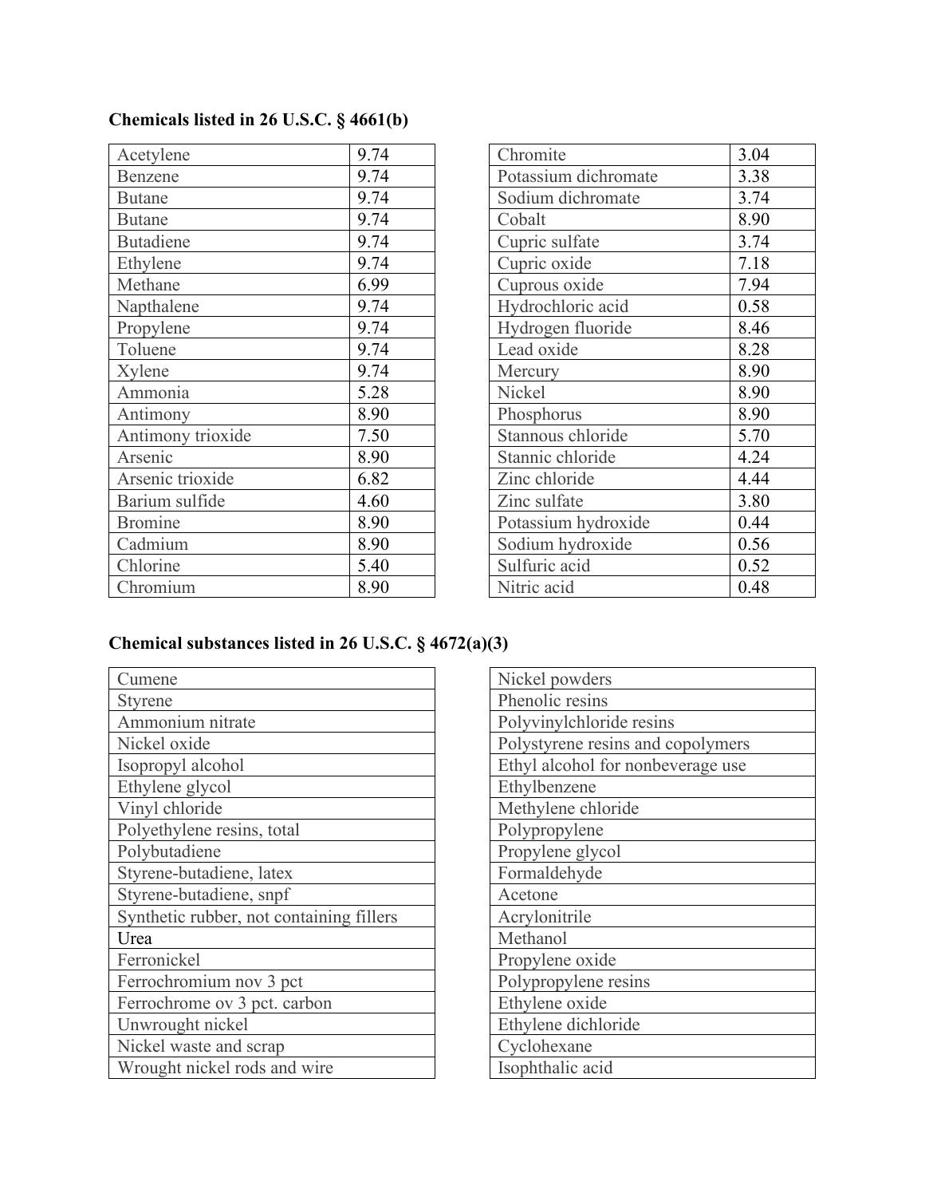**Chemicals listed in 26 U.S.C. § 4661(b)**

| | |
|---|---|
| Acetylene | 9.74 |
| Benzene | 9.74 |
| Butane | 9.74 |
| Butane | 9.74 |
| Butadiene | 9.74 |
| Ethylene | 9.74 |
| Methane | 6.99 |
| Napthalene | 9.74 |
| Propylene | 9.74 |
| Toluene | 9.74 |
| Xylene | 9.74 |
| Ammonia | 5.28 |
| Antimony | 8.90 |
| Antimony trioxide | 7.50 |
| Arsenic | 8.90 |
| Arsenic trioxide | 6.82 |
| Barium sulfide | 4.60 |
| Bromine | 8.90 |
| Cadmium | 8.90 |
| Chlorine | 5.40 |
| Chromium | 8.90 |
| Chromite | 3.04 |
| Potassium dichromate | 3.38 |
| Sodium dichromate | 3.74 |
| Cobalt | 8.90 |
| Cupric sulfate | 3.74 |
| Cupric oxide | 7.18 |
| Cuprous oxide | 7.94 |
| Hydrochloric acid | 0.58 |
| Hydrogen fluoride | 8.46 |
| Lead oxide | 8.28 |
| Mercury | 8.90 |
| Nickel | 8.90 |
| Phosphorus | 8.90 |
| Stannous chloride | 5.70 |
| Stannic chloride | 4.24 |
| Zinc chloride | 4.44 |
| Zinc sulfate | 3.80 |
| Potassium hydroxide | 0.44 |
| Sodium hydroxide | 0.56 |
| Sulfuric acid | 0.52 |
| Nitric acid | 0.48 |

**Chemical substances listed in 26 U.S.C. § 4672(a)(3)**

| |
|---|
| Cumene |
| Styrene |
| Ammonium nitrate |
| Nickel oxide |
| Isopropyl alcohol |
| Ethylene glycol |
| Vinyl chloride |
| Polyethylene resins, total |
| Polybutadiene |
| Styrene-butadiene, latex |
| Styrene-butadiene, snpf |
| Synthetic rubber, not containing fillers |
| Urea |
| Ferronickel |
| Ferrochromium nov 3 pct |
| Ferrochrome ov 3 pct. carbon |
| Unwrought nickel |
| Nickel waste and scrap |
| Wrought nickel rods and wire |
| Nickel powders |
| Phenolic resins |
| Polyvinylchloride resins |
| Polystyrene resins and copolymers |
| Ethyl alcohol for nonbeverage use |
| Ethylbenzene |
| Methylene chloride |
| Polypropylene |
| Propylene glycol |
| Formaldehyde |
| Acetone |
| Acrylonitrile |
| Methanol |
| Propylene oxide |
| Polypropylene resins |
| Ethylene oxide |
| Ethylene dichloride |
| Cyclohexane |
| Isophthalic acid |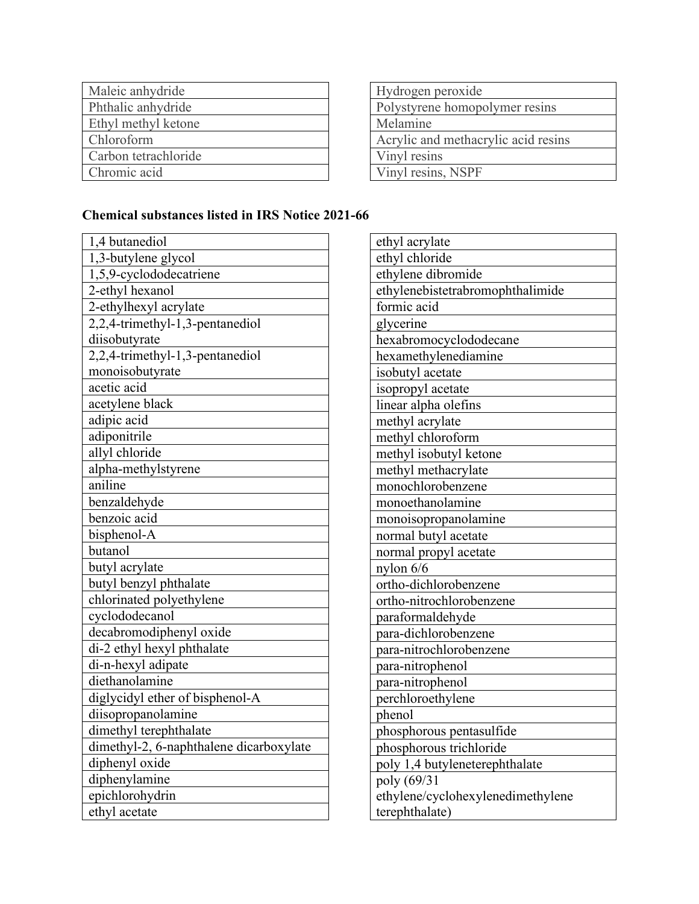| | |
|---|---|
| Maleic anhydride | Hydrogen peroxide |
| Phthalic anhydride | Polystyrene homopolymer resins |
| Ethyl methyl ketone | Melamine |
| Chloroform | Acrylic and methacrylic acid resins |
| Carbon tetrachloride | Vinyl resins |
| Chromic acid | Vinyl resins, NSPF |

**Chemical substances listed in IRS Notice 2021-66**

| | |
|---|---|
| 1,4 butanediol | ethyl acrylate |
| 1,3-butylene glycol | ethyl chloride |
| 1,5,9-cyclododecatriene | ethylene dibromide |
| 2-ethyl hexanol | ethylenebistetrabromophthalimide |
| 2-ethylhexyl acrylate | formic acid |
| 2,2,4-trimethyl-1,3-pentanediol diisobutyrate | glycerine |
| 2,2,4-trimethyl-1,3-pentanediol monoisobutyrate | hexabromocyclododecane |
| acetic acid | hexamethylenediamine |
| acetylene black | isobutyl acetate |
| adipic acid | isopropyl acetate |
| adiponitrile | linear alpha olefins |
| allyl chloride | methyl acrylate |
| alpha-methylstyrene | methyl chloroform |
| aniline | methyl isobutyl ketone |
| benzaldehyde | methyl methacrylate |
| benzoic acid | monochlorobenzene |
| bisphenol-A | monoethanolamine |
| butanol | monoisopropanolamine |
| butyl acrylate | normal butyl acetate |
| butyl benzyl phthalate | normal propyl acetate |
| chlorinated polyethylene | nylon 6/6 |
| cyclododecanol | ortho-dichlorobenzene |
| decabromodiphenyl oxide | ortho-nitrochlorobenzene |
| di-2 ethyl hexyl phthalate | paraformaldehyde |
| di-n-hexyl adipate | para-dichlorobenzene |
| diethanolamine | para-nitrochlorobenzene |
| diglycidyl ether of bisphenol-A | para-nitrophenol |
| diisopropanolamine | para-nitrophenol |
| dimethyl terephthalate | perchloroethylene |
| dimethyl-2, 6-naphthalene dicarboxylate | phenol |
| diphenyl oxide | phosphorous pentasulfide |
| diphenylamine | phosphorous trichloride |
| epichlorohydrin | poly 1,4 butyleneterephthalate |
| ethyl acetate | poly (69/31 ethylene/cyclohexylenedimethylene terephthalate) |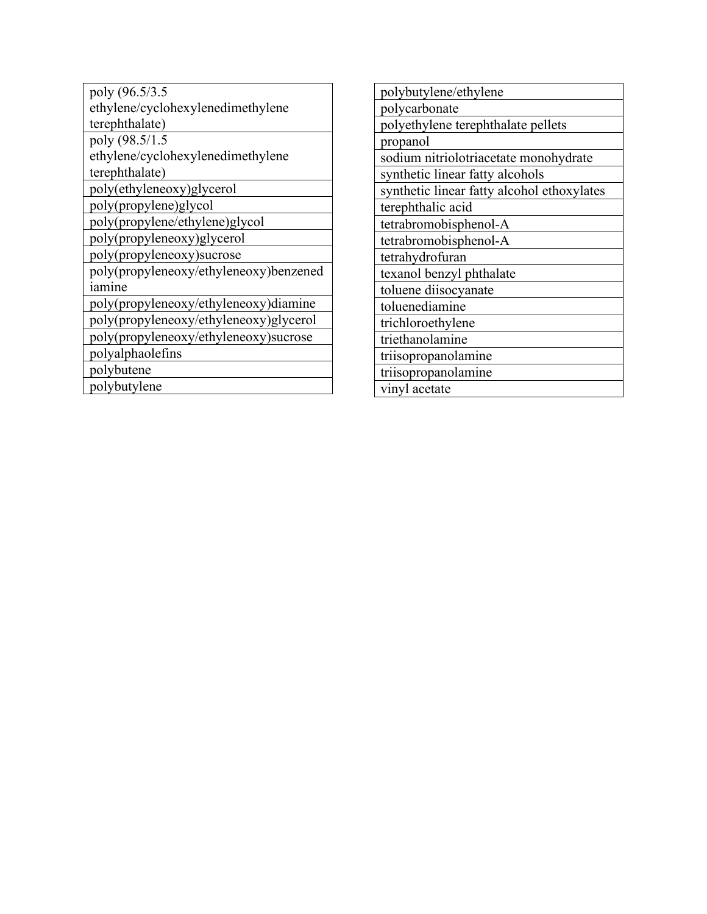| |
|---|
| poly (96.5/3.5 ethylene/cyclohexylenedimethylene terephthalate) |
| poly (98.5/1.5 ethylene/cyclohexylenedimethylene terephthalate) |
| poly(ethyleneoxy)glycerol |
| poly(propylene)glycol |
| poly(propylene/ethylene)glycol |
| poly(propyleneoxy)glycerol |
| poly(propyleneoxy)sucrose |
| poly(propyleneoxy/ethyleneoxy)benzenediamine |
| poly(propyleneoxy/ethyleneoxy)diamine |
| poly(propyleneoxy/ethyleneoxy)glycerol |
| poly(propyleneoxy/ethyleneoxy)sucrose |
| polyalphaolefins |
| polybutene |
| polybutylene |

| |
|---|
| polybutylene/ethylene |
| polycarbonate |
| polyethylene terephthalate pellets |
| propanol |
| sodium nitriolotriacetate monohydrate |
| synthetic linear fatty alcohols |
| synthetic linear fatty alcohol ethoxylates |
| terephthalic acid |
| tetrabromobisphenol-A |
| tetrabromobisphenol-A |
| tetrahydrofuran |
| texanol benzyl phthalate |
| toluene diisocyanate |
| toluenediamine |
| trichloroethylene |
| triethanolamine |
| triisopropanolamine |
| triisopropanolamine |
| vinyl acetate |